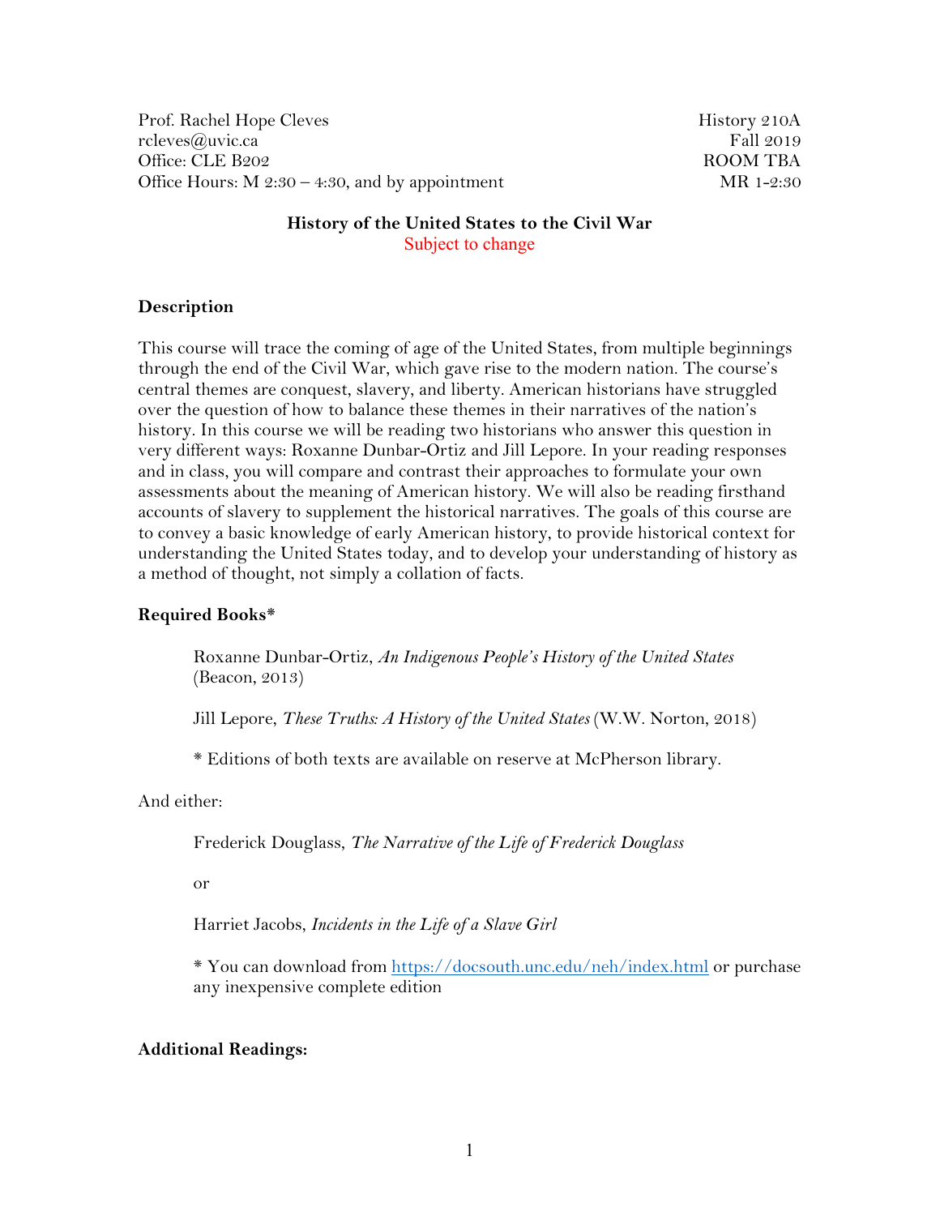Prof. Rachel Hope Cleves
rcleves@uvic.ca
Office: CLE B202
Office Hours: M 2:30 – 4:30, and by appointment

History 210A
Fall 2019
ROOM TBA
MR 1-2:30

**History of the United States to the Civil War**
Subject to change

### Description

This course will trace the coming of age of the United States, from multiple beginnings through the end of the Civil War, which gave rise to the modern nation. The course's central themes are conquest, slavery, and liberty. American historians have struggled over the question of how to balance these themes in their narratives of the nation's history. In this course we will be reading two historians who answer this question in very different ways: Roxanne Dunbar-Ortiz and Jill Lepore. In your reading responses and in class, you will compare and contrast their approaches to formulate your own assessments about the meaning of American history. We will also be reading firsthand accounts of slavery to supplement the historical narratives. The goals of this course are to convey a basic knowledge of early American history, to provide historical context for understanding the United States today, and to develop your understanding of history as a method of thought, not simply a collation of facts.

### Required Books*

> Roxanne Dunbar-Ortiz, *An Indigenous People's History of the United States* (Beacon, 2013)
>
> Jill Lepore, *These Truths: A History of the United States* (W.W. Norton, 2018)
>
> * Editions of both texts are available on reserve at McPherson library.

And either:

> Frederick Douglass, *The Narrative of the Life of Frederick Douglass*
>
> or
>
> Harriet Jacobs, *Incidents in the Life of a Slave Girl*
>
> * You can download from [https://docsouth.unc.edu/neh/index.html](https://docsouth.unc.edu/neh/index.html) or purchase any inexpensive complete edition

### Additional Readings: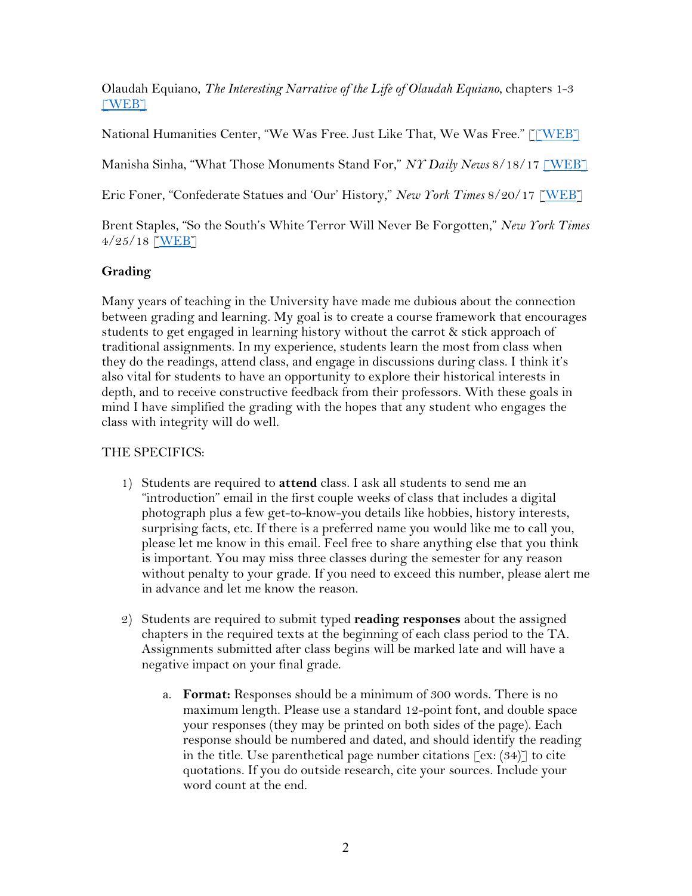Olaudah Equiano, *The Interesting Narrative of the Life of Olaudah Equiano*, chapters 1-3 [WEB]

National Humanities Center, "We Was Free. Just Like That, We Was Free." [[WEB]

Manisha Sinha, "What Those Monuments Stand For," *NY Daily News* 8/18/17 [WEB]

Eric Foner, "Confederate Statues and 'Our' History," *New York Times* 8/20/17 [WEB]

Brent Staples, "So the South's White Terror Will Never Be Forgotten," *New York Times* 4/25/18 [WEB]

**Grading**

Many years of teaching in the University have made me dubious about the connection between grading and learning. My goal is to create a course framework that encourages students to get engaged in learning history without the carrot & stick approach of traditional assignments. In my experience, students learn the most from class when they do the readings, attend class, and engage in discussions during class. I think it's also vital for students to have an opportunity to explore their historical interests in depth, and to receive constructive feedback from their professors. With these goals in mind I have simplified the grading with the hopes that any student who engages the class with integrity will do well.

THE SPECIFICS:

1) Students are required to **attend** class. I ask all students to send me an "introduction" email in the first couple weeks of class that includes a digital photograph plus a few get-to-know-you details like hobbies, history interests, surprising facts, etc. If there is a preferred name you would like me to call you, please let me know in this email. Feel free to share anything else that you think is important. You may miss three classes during the semester for any reason without penalty to your grade. If you need to exceed this number, please alert me in advance and let me know the reason.

2) Students are required to submit typed **reading responses** about the assigned chapters in the required texts at the beginning of each class period to the TA. Assignments submitted after class begins will be marked late and will have a negative impact on your final grade.

    a. **Format:** Responses should be a minimum of 300 words. There is no maximum length. Please use a standard 12-point font, and double space your responses (they may be printed on both sides of the page). Each response should be numbered and dated, and should identify the reading in the title. Use parenthetical page number citations [ex: (34)] to cite quotations. If you do outside research, cite your sources. Include your word count at the end.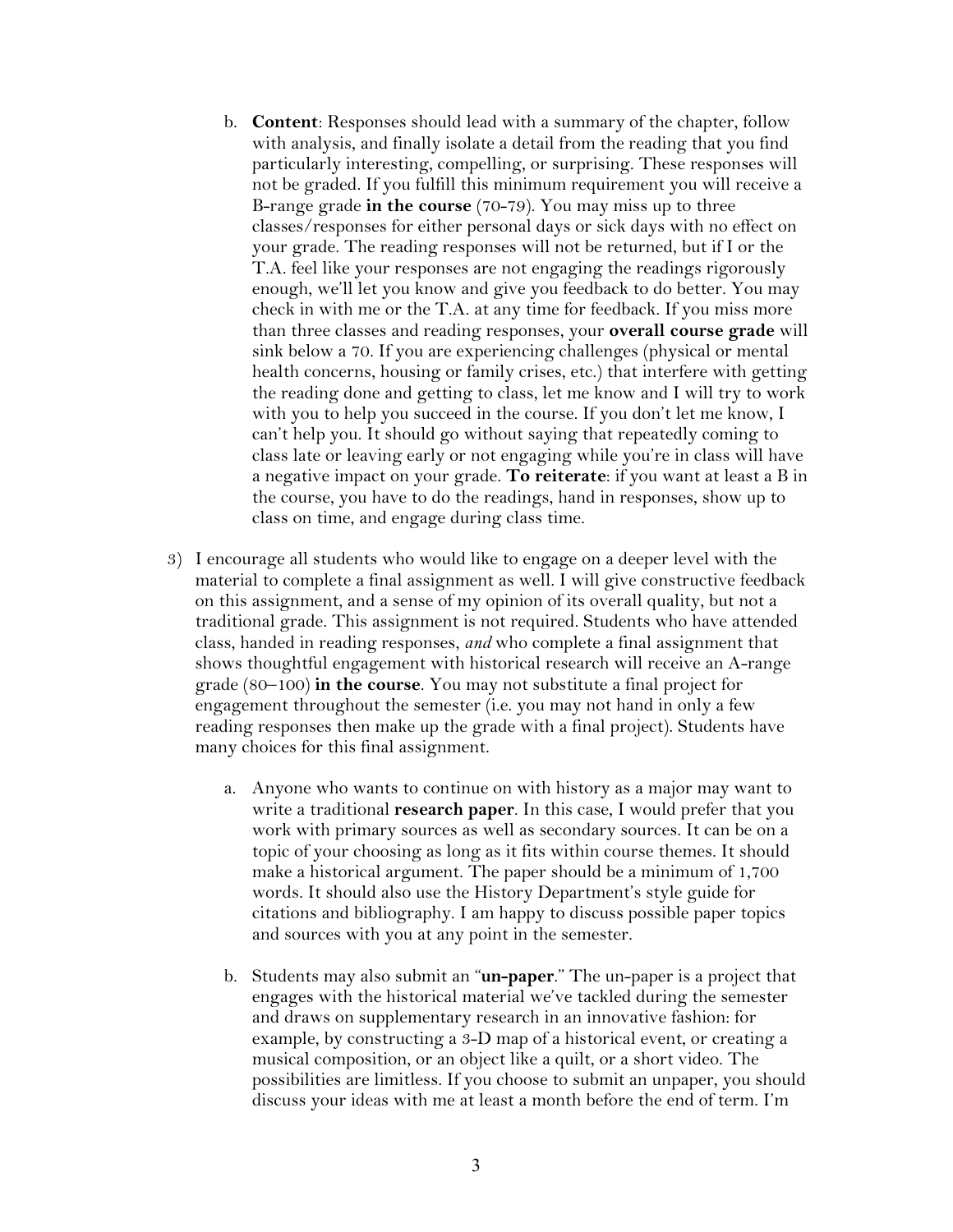b. **Content**: Responses should lead with a summary of the chapter, follow with analysis, and finally isolate a detail from the reading that you find particularly interesting, compelling, or surprising. These responses will not be graded. If you fulfill this minimum requirement you will receive a B-range grade **in the course** (70-79). You may miss up to three classes/responses for either personal days or sick days with no effect on your grade. The reading responses will not be returned, but if I or the T.A. feel like your responses are not engaging the readings rigorously enough, we'll let you know and give you feedback to do better. You may check in with me or the T.A. at any time for feedback. If you miss more than three classes and reading responses, your **overall course grade** will sink below a 70. If you are experiencing challenges (physical or mental health concerns, housing or family crises, etc.) that interfere with getting the reading done and getting to class, let me know and I will try to work with you to help you succeed in the course. If you don't let me know, I can't help you. It should go without saying that repeatedly coming to class late or leaving early or not engaging while you're in class will have a negative impact on your grade. **To reiterate**: if you want at least a B in the course, you have to do the readings, hand in responses, show up to class on time, and engage during class time.

3) I encourage all students who would like to engage on a deeper level with the material to complete a final assignment as well. I will give constructive feedback on this assignment, and a sense of my opinion of its overall quality, but not a traditional grade. This assignment is not required. Students who have attended class, handed in reading responses, *and* who complete a final assignment that shows thoughtful engagement with historical research will receive an A-range grade (80–100) **in the course**. You may not substitute a final project for engagement throughout the semester (i.e. you may not hand in only a few reading responses then make up the grade with a final project). Students have many choices for this final assignment.

   a. Anyone who wants to continue on with history as a major may want to write a traditional **research paper**. In this case, I would prefer that you work with primary sources as well as secondary sources. It can be on a topic of your choosing as long as it fits within course themes. It should make a historical argument. The paper should be a minimum of 1,700 words. It should also use the History Department's style guide for citations and bibliography. I am happy to discuss possible paper topics and sources with you at any point in the semester.

   b. Students may also submit an "**un-paper**." The un-paper is a project that engages with the historical material we've tackled during the semester and draws on supplementary research in an innovative fashion: for example, by constructing a 3-D map of a historical event, or creating a musical composition, or an object like a quilt, or a short video. The possibilities are limitless. If you choose to submit an unpaper, you should discuss your ideas with me at least a month before the end of term. I'm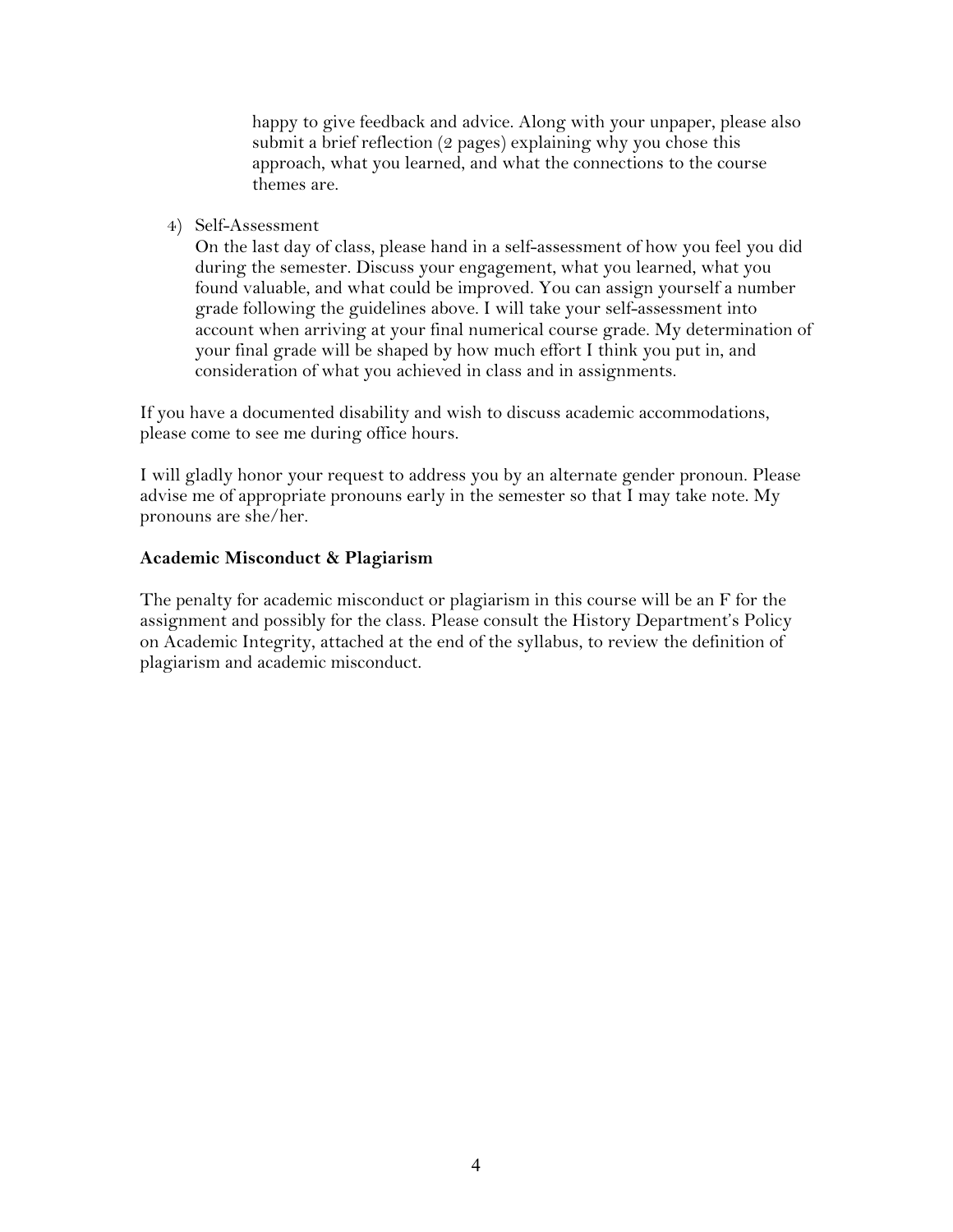happy to give feedback and advice. Along with your unpaper, please also submit a brief reflection (2 pages) explaining why you chose this approach, what you learned, and what the connections to the course themes are.

4) Self-Assessment

   On the last day of class, please hand in a self-assessment of how you feel you did during the semester. Discuss your engagement, what you learned, what you found valuable, and what could be improved. You can assign yourself a number grade following the guidelines above. I will take your self-assessment into account when arriving at your final numerical course grade. My determination of your final grade will be shaped by how much effort I think you put in, and consideration of what you achieved in class and in assignments.

If you have a documented disability and wish to discuss academic accommodations, please come to see me during office hours.

I will gladly honor your request to address you by an alternate gender pronoun. Please advise me of appropriate pronouns early in the semester so that I may take note. My pronouns are she/her.

**Academic Misconduct & Plagiarism**

The penalty for academic misconduct or plagiarism in this course will be an F for the assignment and possibly for the class. Please consult the History Department's Policy on Academic Integrity, attached at the end of the syllabus, to review the definition of plagiarism and academic misconduct.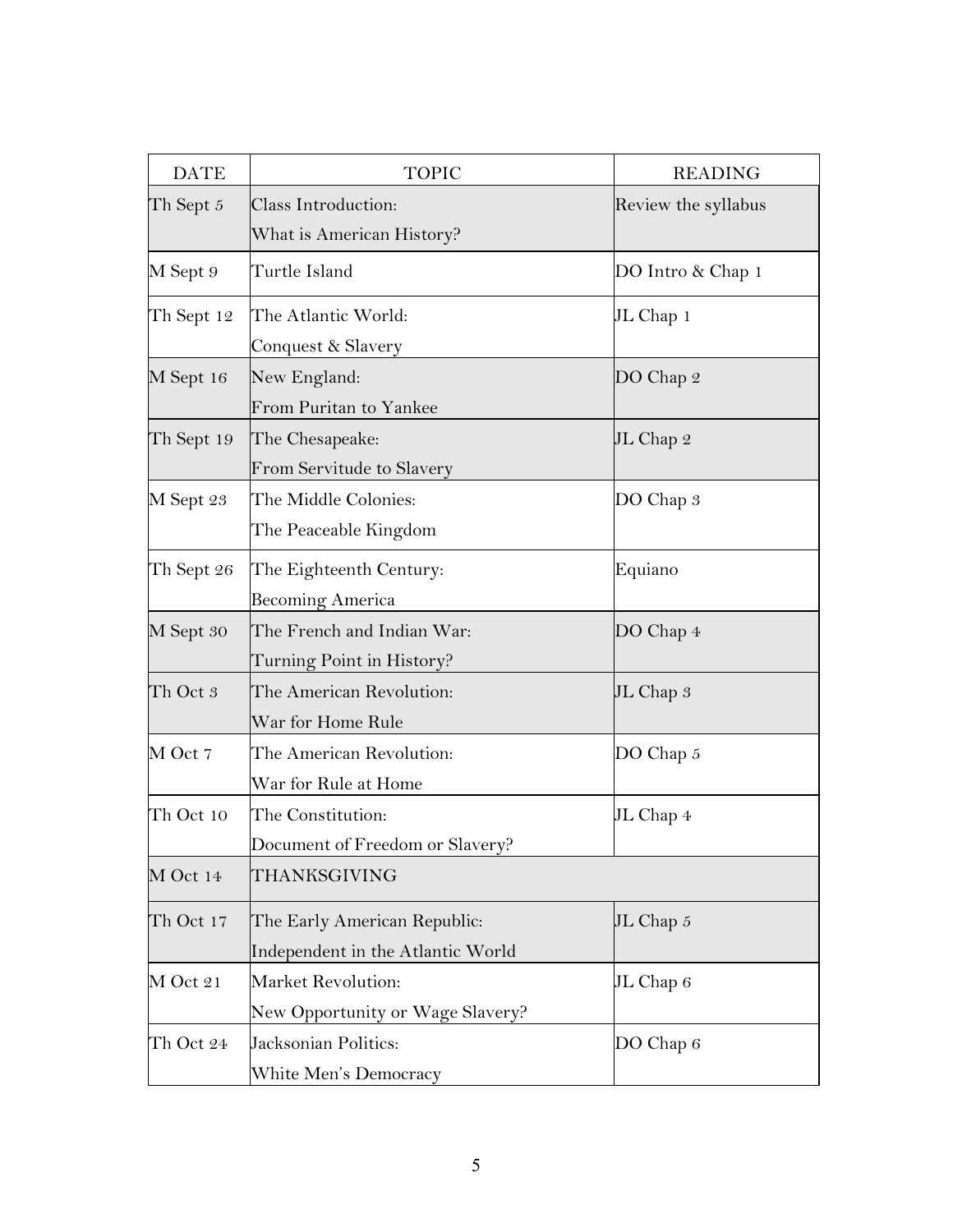| DATE | TOPIC | READING |
| --- | --- | --- |
| Th Sept 5 | Class Introduction: What is American History? | Review the syllabus |
| M Sept 9 | Turtle Island | DO Intro & Chap 1 |
| Th Sept 12 | The Atlantic World: Conquest & Slavery | JL Chap 1 |
| M Sept 16 | New England: From Puritan to Yankee | DO Chap 2 |
| Th Sept 19 | The Chesapeake: From Servitude to Slavery | JL Chap 2 |
| M Sept 23 | The Middle Colonies: The Peaceable Kingdom | DO Chap 3 |
| Th Sept 26 | The Eighteenth Century: Becoming America | Equiano |
| M Sept 30 | The French and Indian War: Turning Point in History? | DO Chap 4 |
| Th Oct 3 | The American Revolution: War for Home Rule | JL Chap 3 |
| M Oct 7 | The American Revolution: War for Rule at Home | DO Chap 5 |
| Th Oct 10 | The Constitution: Document of Freedom or Slavery? | JL Chap 4 |
| M Oct 14 | THANKSGIVING | |
| Th Oct 17 | The Early American Republic: Independent in the Atlantic World | JL Chap 5 |
| M Oct 21 | Market Revolution: New Opportunity or Wage Slavery? | JL Chap 6 |
| Th Oct 24 | Jacksonian Politics: White Men's Democracy | DO Chap 6 |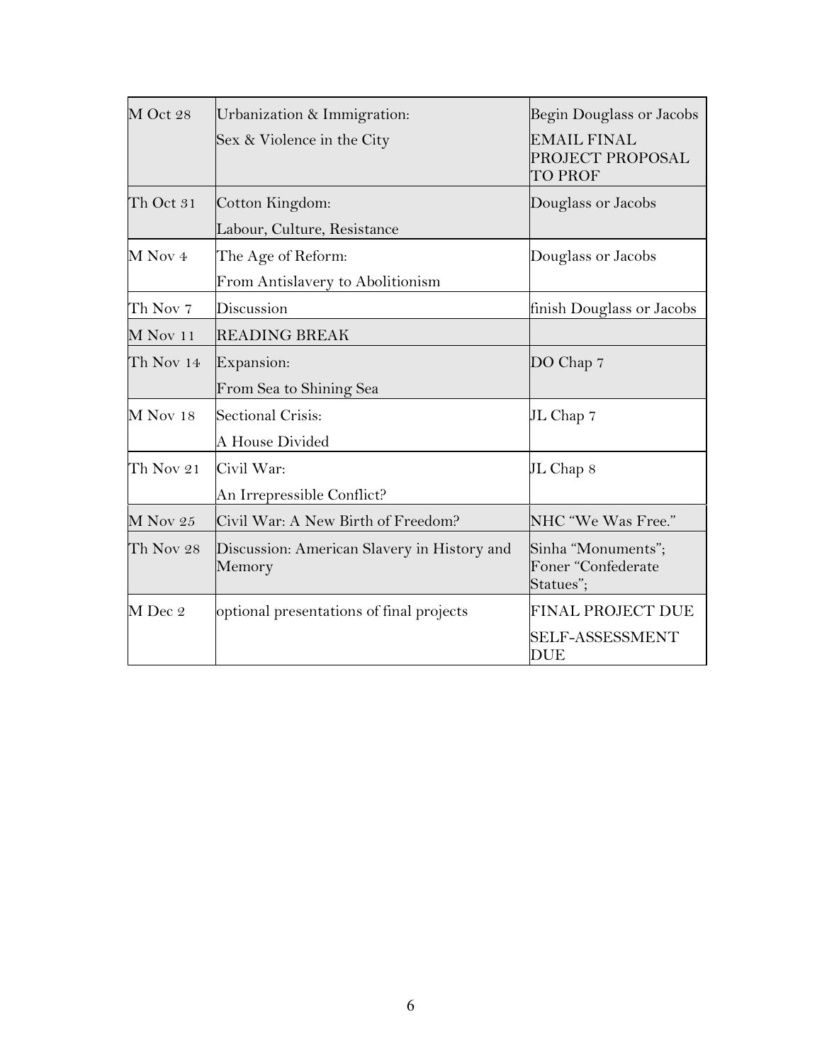| | | |
|---|---|---|
| M Oct 28 | Urbanization & Immigration:<br>Sex & Violence in the City | Begin Douglass or Jacobs<br>EMAIL FINAL PROJECT PROPOSAL TO PROF |
| Th Oct 31 | Cotton Kingdom:<br>Labour, Culture, Resistance | Douglass or Jacobs |
| M Nov 4 | The Age of Reform:<br>From Antislavery to Abolitionism | Douglass or Jacobs |
| Th Nov 7 | Discussion | finish Douglass or Jacobs |
| M Nov 11 | READING BREAK | |
| Th Nov 14 | Expansion:<br>From Sea to Shining Sea | DO Chap 7 |
| M Nov 18 | Sectional Crisis:<br>A House Divided | JL Chap 7 |
| Th Nov 21 | Civil War:<br>An Irrepressible Conflict? | JL Chap 8 |
| M Nov 25 | Civil War: A New Birth of Freedom? | NHC "We Was Free." |
| Th Nov 28 | Discussion: American Slavery in History and Memory | Sinha "Monuments"; Foner "Confederate Statues"; |
| M Dec 2 | optional presentations of final projects | FINAL PROJECT DUE<br>SELF-ASSESSMENT DUE |